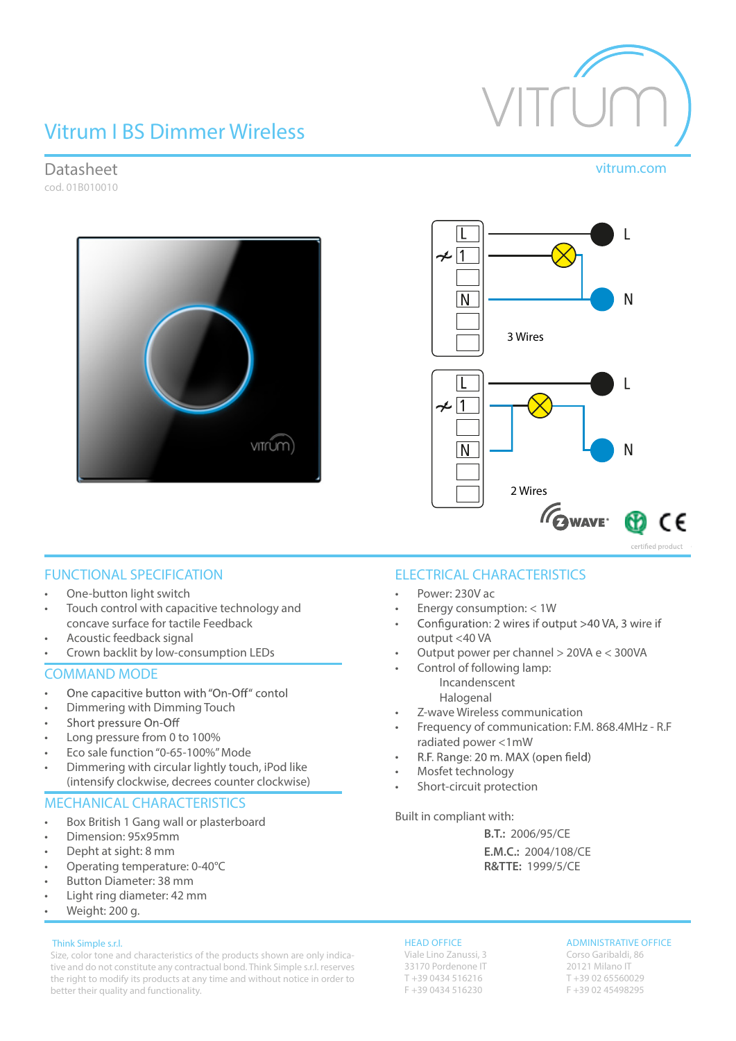# Vitrum I BS Dimmer Wireless

Datasheet

cod. 01B010010

vitrum.com

3 Wires

2 Wires

certified product

## FUNCTIONAL SPECIFICATION

- One-button light switch
- Touch control with capacitive technology and concave surface for tactile Feedback
- Acoustic feedback signal
- Crown backlit by low-consumption LEDs

## COMMAND MODE

- One capacitive button with "On-Off" contol
- Dimmering with Dimming Touch
- Short pressure On-Off
- Long pressure from 0 to 100%
- Eco sale function "0-65-100%" Mode
- Dimmering with circular lightly touch, iPod like (intensify clockwise, decrees counter clockwise)

## MECHANICAL CHARACTERISTICS

- Box British 1 Gang wall or plasterboard
- Dimension: 95x95mm
- Depht at sight: 8 mm
- Operating temperature: 0-40°C
- Button Diameter: 38 mm
- Light ring diameter: 42 mm
- Weight: 200 g.

## ELECTRICAL CHARACTERISTICS

- Power: 230V ac
- Energy consumption: < 1W
- Configuration: 2 wires if output >40 VA, 3 wire if output <40 VA
- Output power per channel > 20VA e < 300VA
- Control of following lamp:
  - Incandenscent
  - Halogenal
- Z-wave Wireless communication
- Frequency of communication: F.M. 868.4MHz - R.F radiated power <1mW
- R.F. Range: 20 m. MAX (open field)
- Mosfet technology
- Short-circuit protection

Built in compliant with:

**B.T.:** 2006/95/CE

**E.M.C.:** 2004/108/CE

**R&TTE:** 1999/5/CE

Think Simple s.r.l.

Size, color tone and characteristics of the products shown are only indicative and do not constitute any contractual bond. Think Simple s.r.l. reserves the right to modify its products at any time and without notice in order to better their quality and functionality.

HEAD OFFICE
Viale Lino Zanussi, 3
33170 Pordenone IT
T +39 0434 516216
F +39 0434 516230

ADMINISTRATIVE OFFICE
Corso Garibaldi, 86
20121 Milano IT
T +39 02 65560029
F +39 02 45498295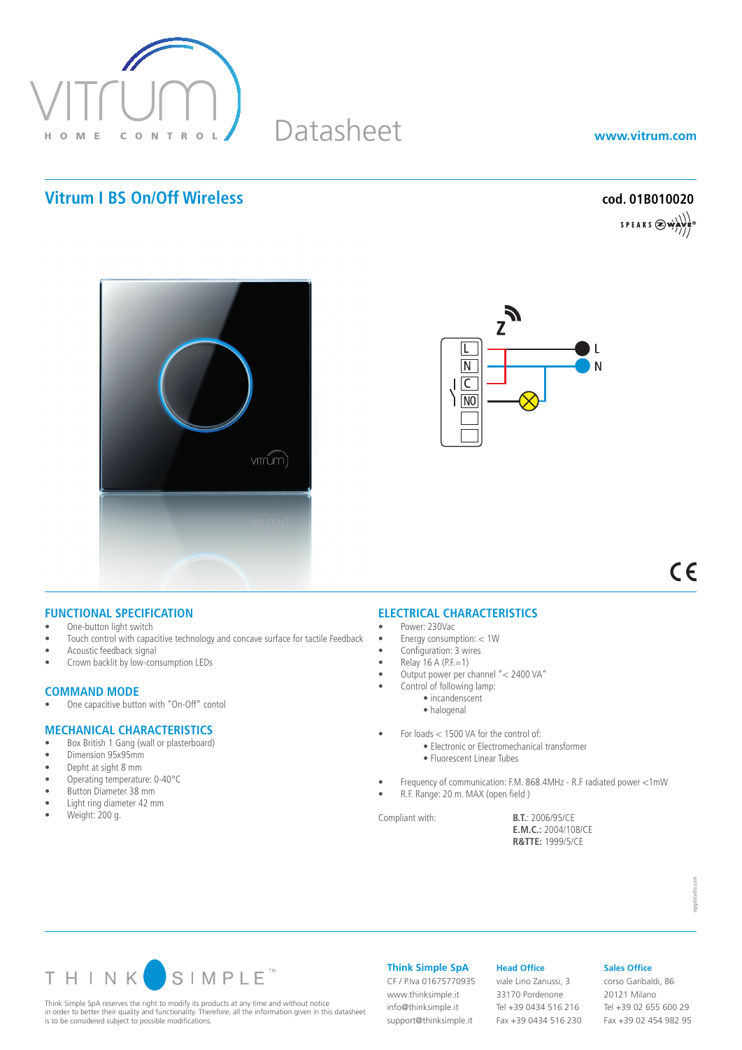# Vitrum I BS On/Off Wireless

**cod. 01B010020**

Datasheet

www.vitrum.com

## FUNCTIONAL SPECIFICATION

- One-button light switch
- Touch control with capacitive technology and concave surface for tactile Feedback
- Acoustic feedback signal
- Crown backlit by low-consumption LEDs

## COMMAND MODE

- One capacitive button with "On-Off" contol

## MECHANICAL CHARACTERISTICS

- Box British 1 Gang (wall or plasterboard)
- Dimension 95x95mm
- Depht at sight 8 mm
- Operating temperature: 0-40°C
- Button Diameter 38 mm
- Light ring diameter 42 mm
- Weight: 200 g.

## ELECTRICAL CHARACTERISTICS

- Power: 230Vac
- Energy consumption: < 1W
- Configuration: 3 wires
- Relay 16 A (P.F.=1)
- Output power per channel "< 2400 VA"
- Control of following lamp:
  - incandenscent
  - halogenal
- For loads < 1500 VA for the control of:
  - Electronic or Electromechanical transformer
  - Fluorescent Linear Tubes
- Frequency of communication: F.M. 868.4MHz - R.F radiated power <1mW
- R.F. Range: 20 m. MAX (open field )

Compliant with:

**B.T.**: 2006/95/CE
**E.M.C.:** 2004/108/CE
**R&TTE:** 1999/5/CE

---

Think Simple SpA reserves the right to modify its products at any time and without notice in order to better their quality and functionality. Therefore, all the information given in this datasheet is to be considered subject to possible modifications.

**Think Simple SpA**
CF / P.Iva 01675770935
www.thinksimple.it
info@thinksimple.it
support@thinksimple.it

**Head Office**
viale Lino Zanussi, 3
33170 Pordenone
Tel +39 0434 516 216
Fax +39 0434 516 230

**Sales Office**
corso Garibaldi, 86
20121 Milano
Tel +39 02 655 600 29
Fax +39 02 454 982 95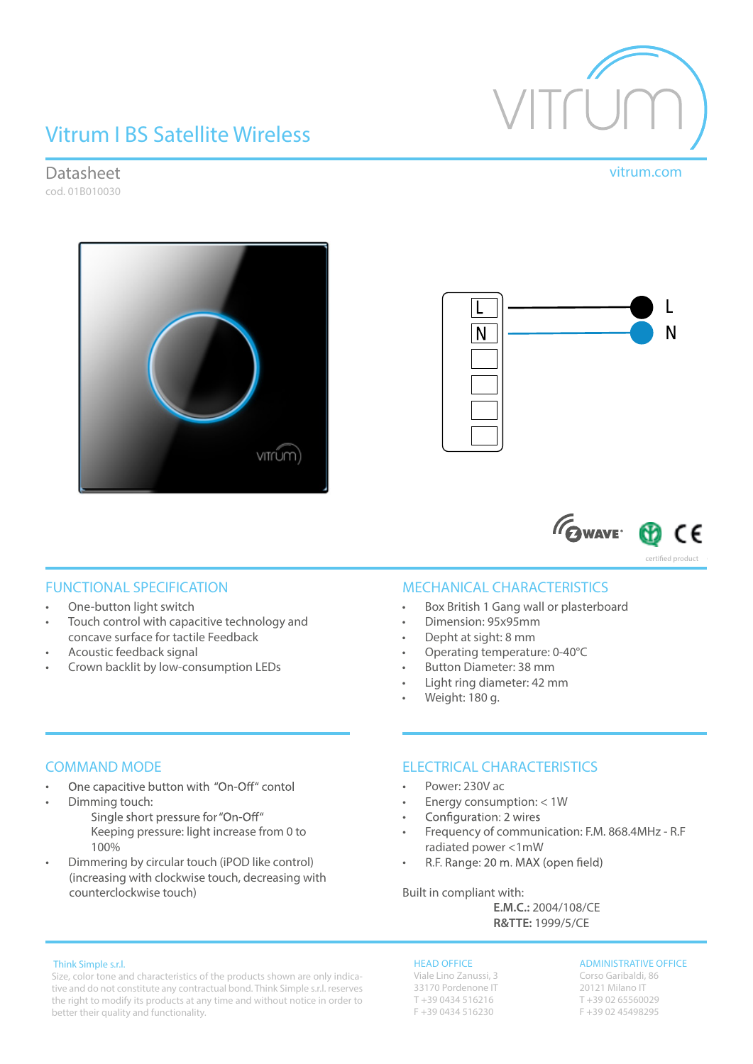# Vitrum I BS Satellite Wireless

Datasheet

cod. 01B010030

vitrum.com

L

N

certified product

## FUNCTIONAL SPECIFICATION

- One-button light switch
- Touch control with capacitive technology and concave surface for tactile Feedback
- Acoustic feedback signal
- Crown backlit by low-consumption LEDs

## MECHANICAL CHARACTERISTICS

- Box British 1 Gang wall or plasterboard
- Dimension: 95x95mm
- Depht at sight: 8 mm
- Operating temperature: 0-40°C
- Button Diameter: 38 mm
- Light ring diameter: 42 mm
- Weight: 180 g.

## COMMAND MODE

- One capacitive button with "On-Off" contol
- Dimming touch:
  - Single short pressure for "On-Off"
  - Keeping pressure: light increase from 0 to 100%
- Dimmering by circular touch (iPOD like control) (increasing with clockwise touch, decreasing with counterclockwise touch)

## ELECTRICAL CHARACTERISTICS

- Power: 230V ac
- Energy consumption: < 1W
- Configuration: 2 wires
- Frequency of communication: F.M. 868.4MHz - R.F radiated power <1mW
- R.F. Range: 20 m. MAX (open field)

Built in compliant with:

**E.M.C.:** 2004/108/CE

**R&TTE:** 1999/5/CE

Think Simple s.r.l.

Size, color tone and characteristics of the products shown are only indicative and do not constitute any contractual bond. Think Simple s.r.l. reserves the right to modify its products at any time and without notice in order to better their quality and functionality.

HEAD OFFICE

Viale Lino Zanussi, 3

33170 Pordenone IT

T +39 0434 516216

F +39 0434 516230

ADMINISTRATIVE OFFICE

Corso Garibaldi, 86

20121 Milano IT

T +39 02 65560029

F +39 02 45498295